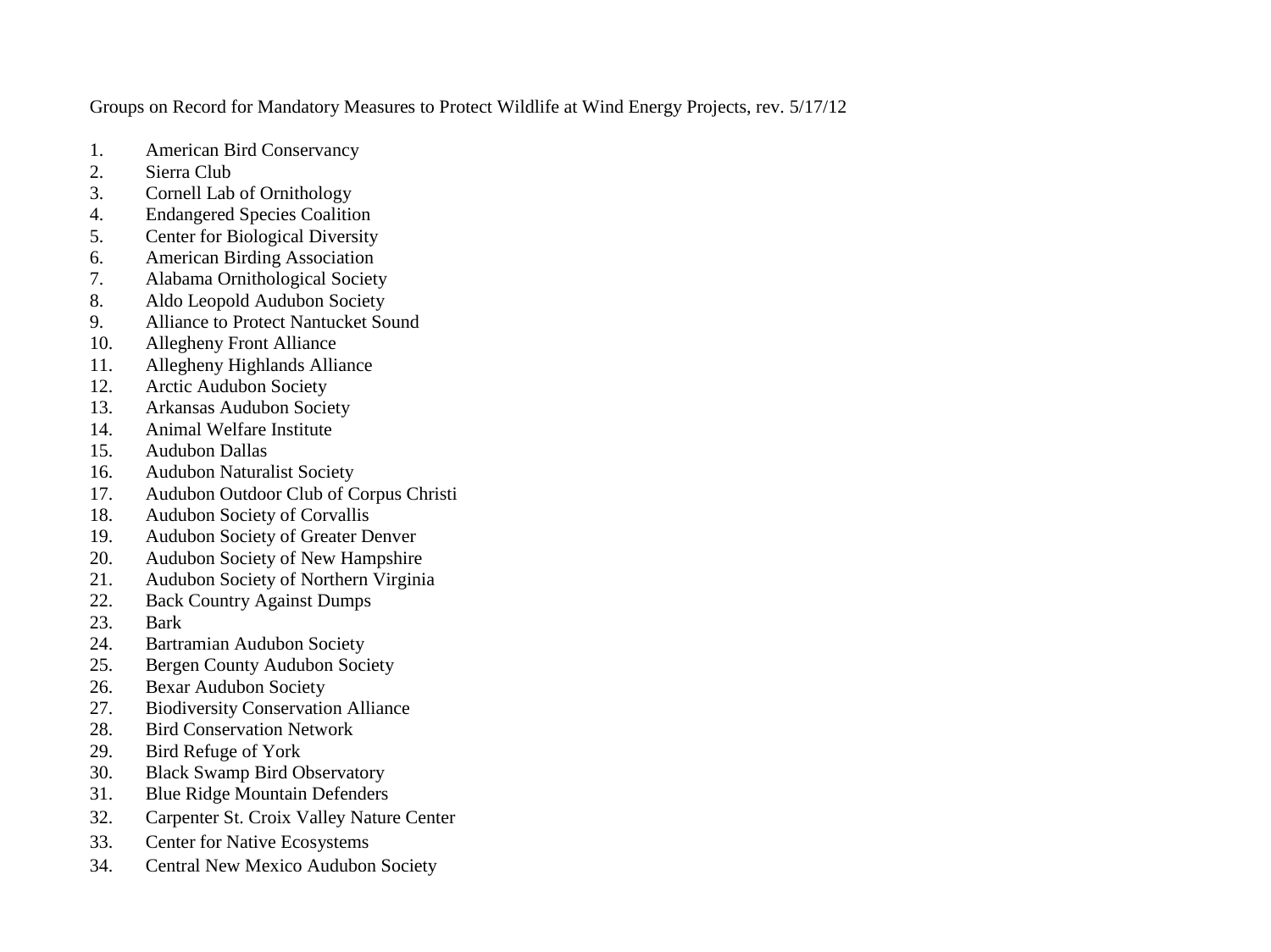Groups on Record for Mandatory Measures to Protect Wildlife at Wind Energy Projects, rev. 5/17/12

1. American Bird Conservancy
2. Sierra Club
3. Cornell Lab of Ornithology
4. Endangered Species Coalition
5. Center for Biological Diversity
6. American Birding Association
7. Alabama Ornithological Society
8. Aldo Leopold Audubon Society
9. Alliance to Protect Nantucket Sound
10. Allegheny Front Alliance
11. Allegheny Highlands Alliance
12. Arctic Audubon Society
13. Arkansas Audubon Society
14. Animal Welfare Institute
15. Audubon Dallas
16. Audubon Naturalist Society
17. Audubon Outdoor Club of Corpus Christi
18. Audubon Society of Corvallis
19. Audubon Society of Greater Denver
20. Audubon Society of New Hampshire
21. Audubon Society of Northern Virginia
22. Back Country Against Dumps
23. Bark
24. Bartramian Audubon Society
25. Bergen County Audubon Society
26. Bexar Audubon Society
27. Biodiversity Conservation Alliance
28. Bird Conservation Network
29. Bird Refuge of York
30. Black Swamp Bird Observatory
31. Blue Ridge Mountain Defenders
32. Carpenter St. Croix Valley Nature Center
33. Center for Native Ecosystems
34. Central New Mexico Audubon Society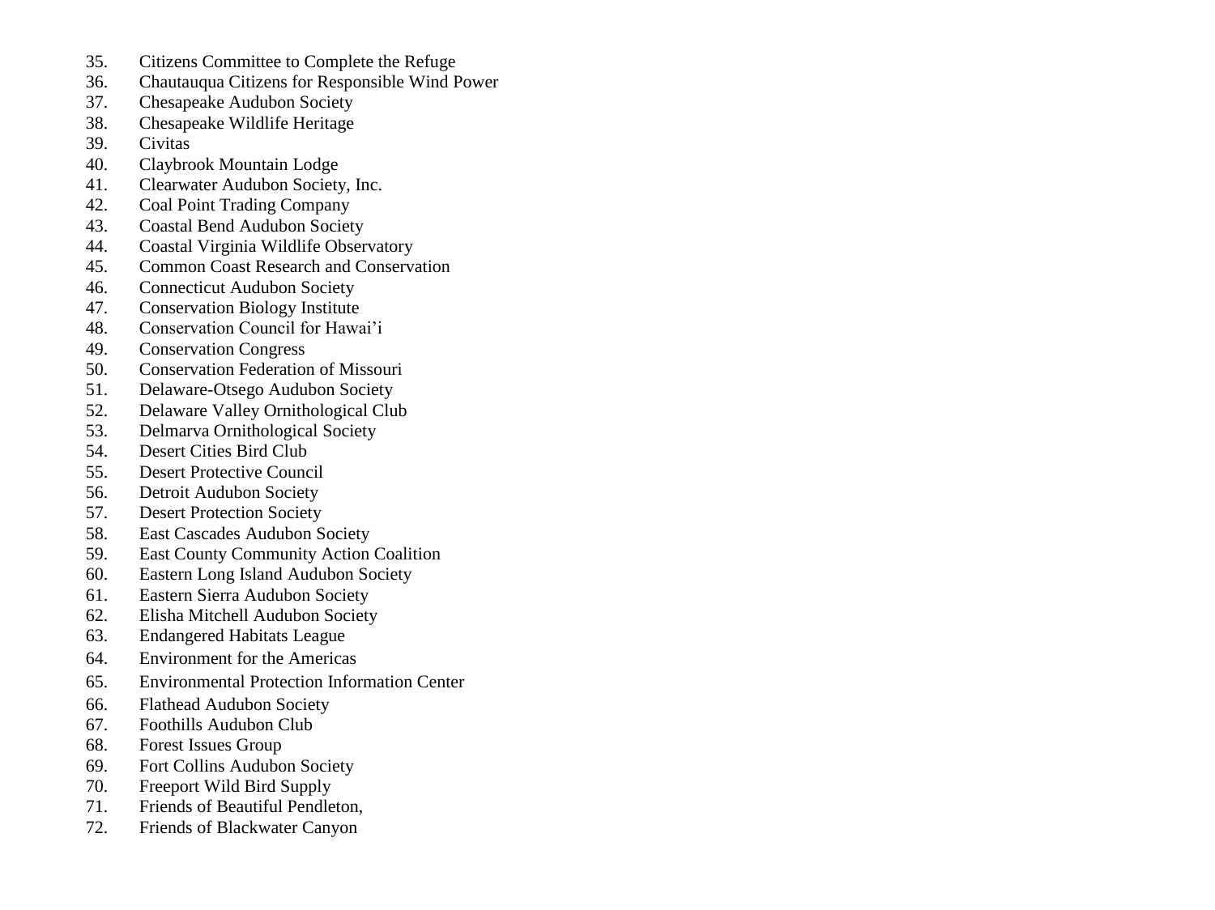35. Citizens Committee to Complete the Refuge
36. Chautauqua Citizens for Responsible Wind Power
37. Chesapeake Audubon Society
38. Chesapeake Wildlife Heritage
39. Civitas
40. Claybrook Mountain Lodge
41. Clearwater Audubon Society, Inc.
42. Coal Point Trading Company
43. Coastal Bend Audubon Society
44. Coastal Virginia Wildlife Observatory
45. Common Coast Research and Conservation
46. Connecticut Audubon Society
47. Conservation Biology Institute
48. Conservation Council for Hawai'i
49. Conservation Congress
50. Conservation Federation of Missouri
51. Delaware-Otsego Audubon Society
52. Delaware Valley Ornithological Club
53. Delmarva Ornithological Society
54. Desert Cities Bird Club
55. Desert Protective Council
56. Detroit Audubon Society
57. Desert Protection Society
58. East Cascades Audubon Society
59. East County Community Action Coalition
60. Eastern Long Island Audubon Society
61. Eastern Sierra Audubon Society
62. Elisha Mitchell Audubon Society
63. Endangered Habitats League
64. Environment for the Americas
65. Environmental Protection Information Center
66. Flathead Audubon Society
67. Foothills Audubon Club
68. Forest Issues Group
69. Fort Collins Audubon Society
70. Freeport Wild Bird Supply
71. Friends of Beautiful Pendleton,
72. Friends of Blackwater Canyon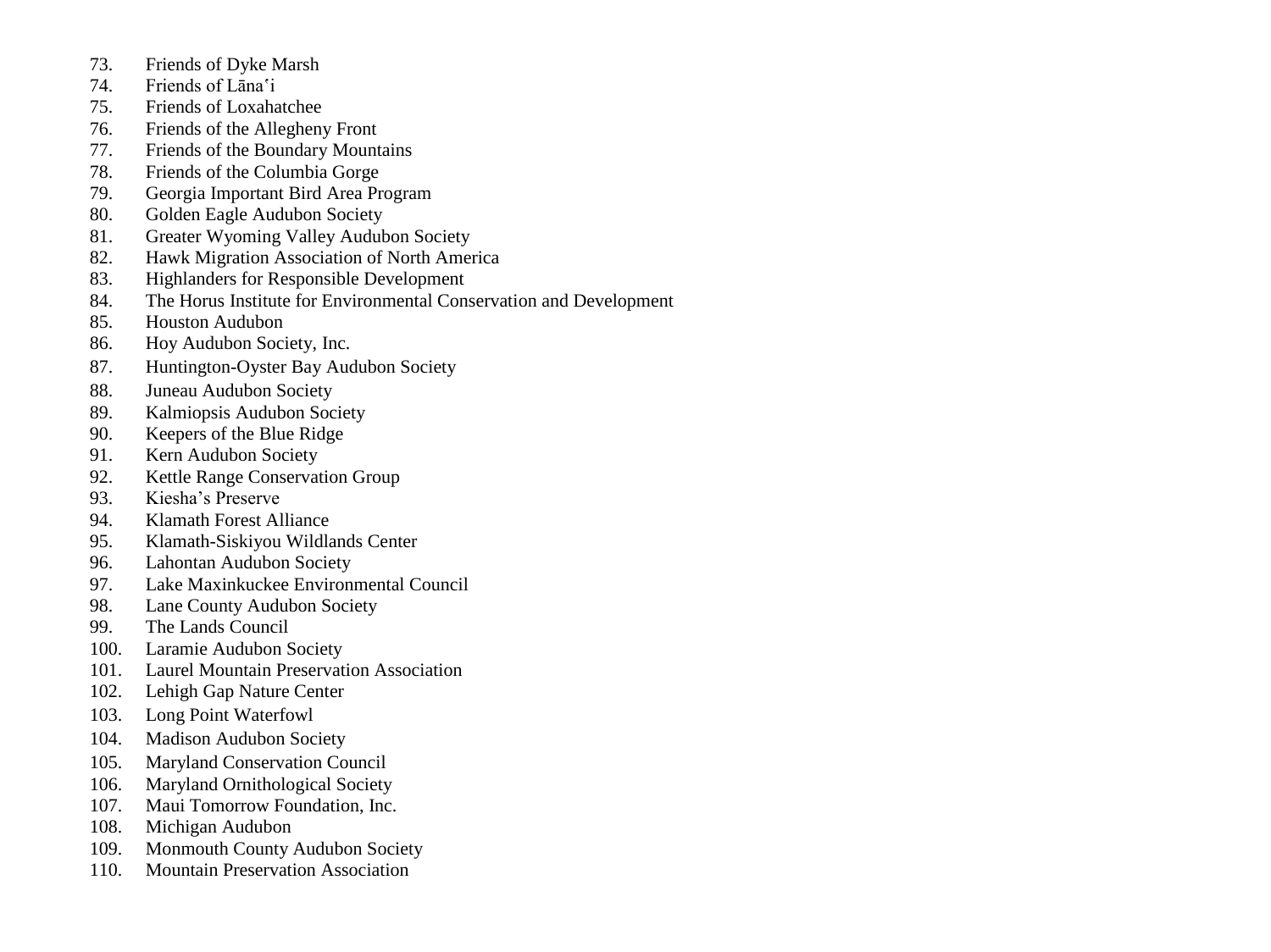73. Friends of Dyke Marsh
74. Friends of Lānaʻi
75. Friends of Loxahatchee
76. Friends of the Allegheny Front
77. Friends of the Boundary Mountains
78. Friends of the Columbia Gorge
79. Georgia Important Bird Area Program
80. Golden Eagle Audubon Society
81. Greater Wyoming Valley Audubon Society
82. Hawk Migration Association of North America
83. Highlanders for Responsible Development
84. The Horus Institute for Environmental Conservation and Development
85. Houston Audubon
86. Hoy Audubon Society, Inc.
87. Huntington-Oyster Bay Audubon Society
88. Juneau Audubon Society
89. Kalmiopsis Audubon Society
90. Keepers of the Blue Ridge
91. Kern Audubon Society
92. Kettle Range Conservation Group
93. Kiesha's Preserve
94. Klamath Forest Alliance
95. Klamath-Siskiyou Wildlands Center
96. Lahontan Audubon Society
97. Lake Maxinkuckee Environmental Council
98. Lane County Audubon Society
99. The Lands Council
100. Laramie Audubon Society
101. Laurel Mountain Preservation Association
102. Lehigh Gap Nature Center
103. Long Point Waterfowl
104. Madison Audubon Society
105. Maryland Conservation Council
106. Maryland Ornithological Society
107. Maui Tomorrow Foundation, Inc.
108. Michigan Audubon
109. Monmouth County Audubon Society
110. Mountain Preservation Association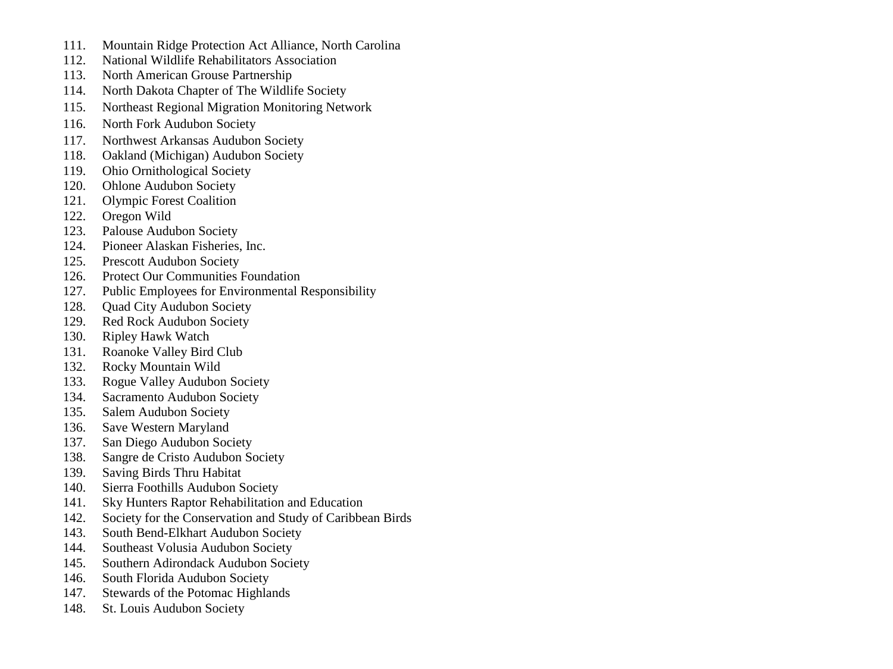111. Mountain Ridge Protection Act Alliance, North Carolina
112. National Wildlife Rehabilitators Association
113. North American Grouse Partnership
114. North Dakota Chapter of The Wildlife Society
115. Northeast Regional Migration Monitoring Network
116. North Fork Audubon Society
117. Northwest Arkansas Audubon Society
118. Oakland (Michigan) Audubon Society
119. Ohio Ornithological Society
120. Ohlone Audubon Society
121. Olympic Forest Coalition
122. Oregon Wild
123. Palouse Audubon Society
124. Pioneer Alaskan Fisheries, Inc.
125. Prescott Audubon Society
126. Protect Our Communities Foundation
127. Public Employees for Environmental Responsibility
128. Quad City Audubon Society
129. Red Rock Audubon Society
130. Ripley Hawk Watch
131. Roanoke Valley Bird Club
132. Rocky Mountain Wild
133. Rogue Valley Audubon Society
134. Sacramento Audubon Society
135. Salem Audubon Society
136. Save Western Maryland
137. San Diego Audubon Society
138. Sangre de Cristo Audubon Society
139. Saving Birds Thru Habitat
140. Sierra Foothills Audubon Society
141. Sky Hunters Raptor Rehabilitation and Education
142. Society for the Conservation and Study of Caribbean Birds
143. South Bend-Elkhart Audubon Society
144. Southeast Volusia Audubon Society
145. Southern Adirondack Audubon Society
146. South Florida Audubon Society
147. Stewards of the Potomac Highlands
148. St. Louis Audubon Society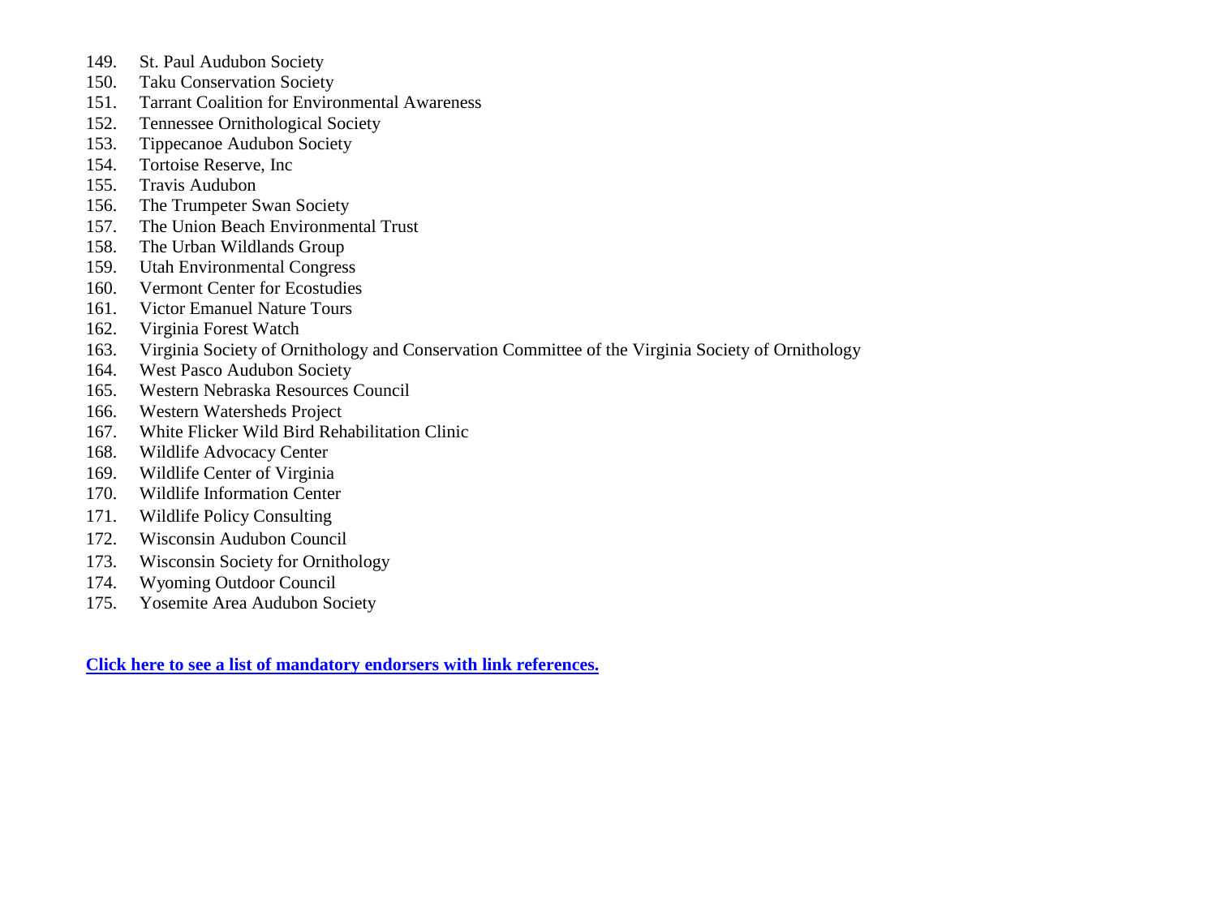149. St. Paul Audubon Society
150. Taku Conservation Society
151. Tarrant Coalition for Environmental Awareness
152. Tennessee Ornithological Society
153. Tippecanoe Audubon Society
154. Tortoise Reserve, Inc
155. Travis Audubon
156. The Trumpeter Swan Society
157. The Union Beach Environmental Trust
158. The Urban Wildlands Group
159. Utah Environmental Congress
160. Vermont Center for Ecostudies
161. Victor Emanuel Nature Tours
162. Virginia Forest Watch
163. Virginia Society of Ornithology and Conservation Committee of the Virginia Society of Ornithology
164. West Pasco Audubon Society
165. Western Nebraska Resources Council
166. Western Watersheds Project
167. White Flicker Wild Bird Rehabilitation Clinic
168. Wildlife Advocacy Center
169. Wildlife Center of Virginia
170. Wildlife Information Center
171. Wildlife Policy Consulting
172. Wisconsin Audubon Council
173. Wisconsin Society for Ornithology
174. Wyoming Outdoor Council
175. Yosemite Area Audubon Society

**Click here to see a list of mandatory endorsers with link references.**